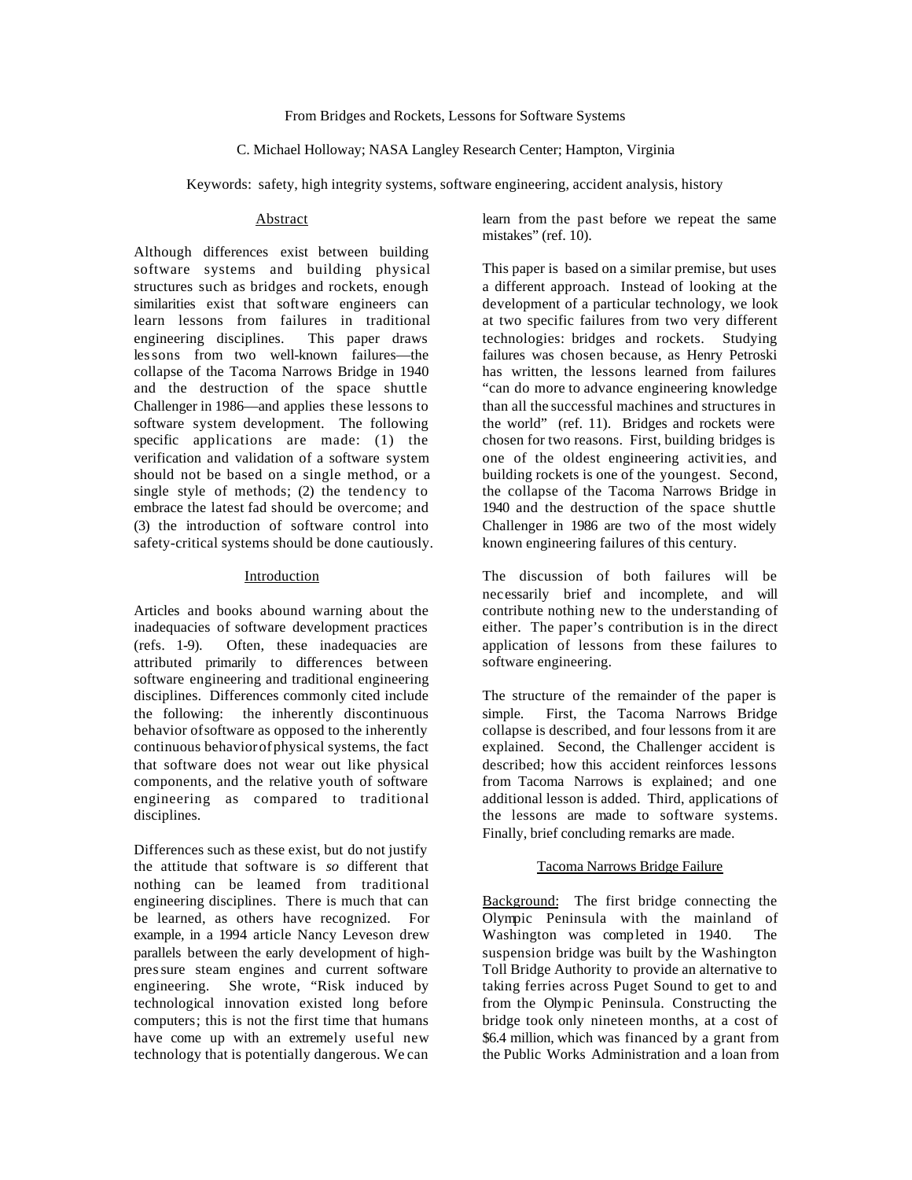# From Bridges and Rockets, Lessons for Software Systems

C. Michael Holloway; NASA Langley Research Center; Hampton, Virginia

Keywords: safety, high integrity systems, software engineering, accident analysis, history

## Abstract

Although differences exist between building software systems and building physical structures such as bridges and rockets, enough similarities exist that software engineers can learn lessons from failures in traditional engineering disciplines. This paper draws lessons from two well-known failures—the collapse of the Tacoma Narrows Bridge in 1940 and the destruction of the space shuttle Challenger in 1986—and applies these lessons to software system development. The following specific applications are made: (1) the verification and validation of a software system should not be based on a single method, or a single style of methods; (2) the tendency to embrace the latest fad should be overcome; and (3) the introduction of software control into safety-critical systems should be done cautiously.

## Introduction

Articles and books abound warning about the inadequacies of software development practices (refs. 1-9). Often, these inadequacies are attributed primarily to differences between software engineering and traditional engineering disciplines. Differences commonly cited include the following: the inherently discontinuous behavior of software as opposed to the inherently continuous behavior of physical systems, the fact that software does not wear out like physical components, and the relative youth of software engineering as compared to traditional disciplines.

Differences such as these exist, but do not justify the attitude that software is *so* different that nothing can be learned from traditional engineering disciplines. There is much that can be learned, as others have recognized. For example, in a 1994 article Nancy Leveson drew parallels between the early development of high-pressure steam engines and current software engineering. She wrote, "Risk induced by technological innovation existed long before computers; this is not the first time that humans have come up with an extremely useful new technology that is potentially dangerous. We can learn from the past before we repeat the same mistakes" (ref. 10).

This paper is based on a similar premise, but uses a different approach. Instead of looking at the development of a particular technology, we look at two specific failures from two very different technologies: bridges and rockets. Studying failures was chosen because, as Henry Petroski has written, the lessons learned from failures "can do more to advance engineering knowledge than all the successful machines and structures in the world" (ref. 11). Bridges and rockets were chosen for two reasons. First, building bridges is one of the oldest engineering activities, and building rockets is one of the youngest. Second, the collapse of the Tacoma Narrows Bridge in 1940 and the destruction of the space shuttle Challenger in 1986 are two of the most widely known engineering failures of this century.

The discussion of both failures will be necessarily brief and incomplete, and will contribute nothing new to the understanding of either. The paper's contribution is in the direct application of lessons from these failures to software engineering.

The structure of the remainder of the paper is simple. First, the Tacoma Narrows Bridge collapse is described, and four lessons from it are explained. Second, the Challenger accident is described; how this accident reinforces lessons from Tacoma Narrows is explained; and one additional lesson is added. Third, applications of the lessons are made to software systems. Finally, brief concluding remarks are made.

## Tacoma Narrows Bridge Failure

Background: The first bridge connecting the Olympic Peninsula with the mainland of Washington was completed in 1940. The suspension bridge was built by the Washington Toll Bridge Authority to provide an alternative to taking ferries across Puget Sound to get to and from the Olympic Peninsula. Constructing the bridge took only nineteen months, at a cost of $6.4 million, which was financed by a grant from the Public Works Administration and a loan from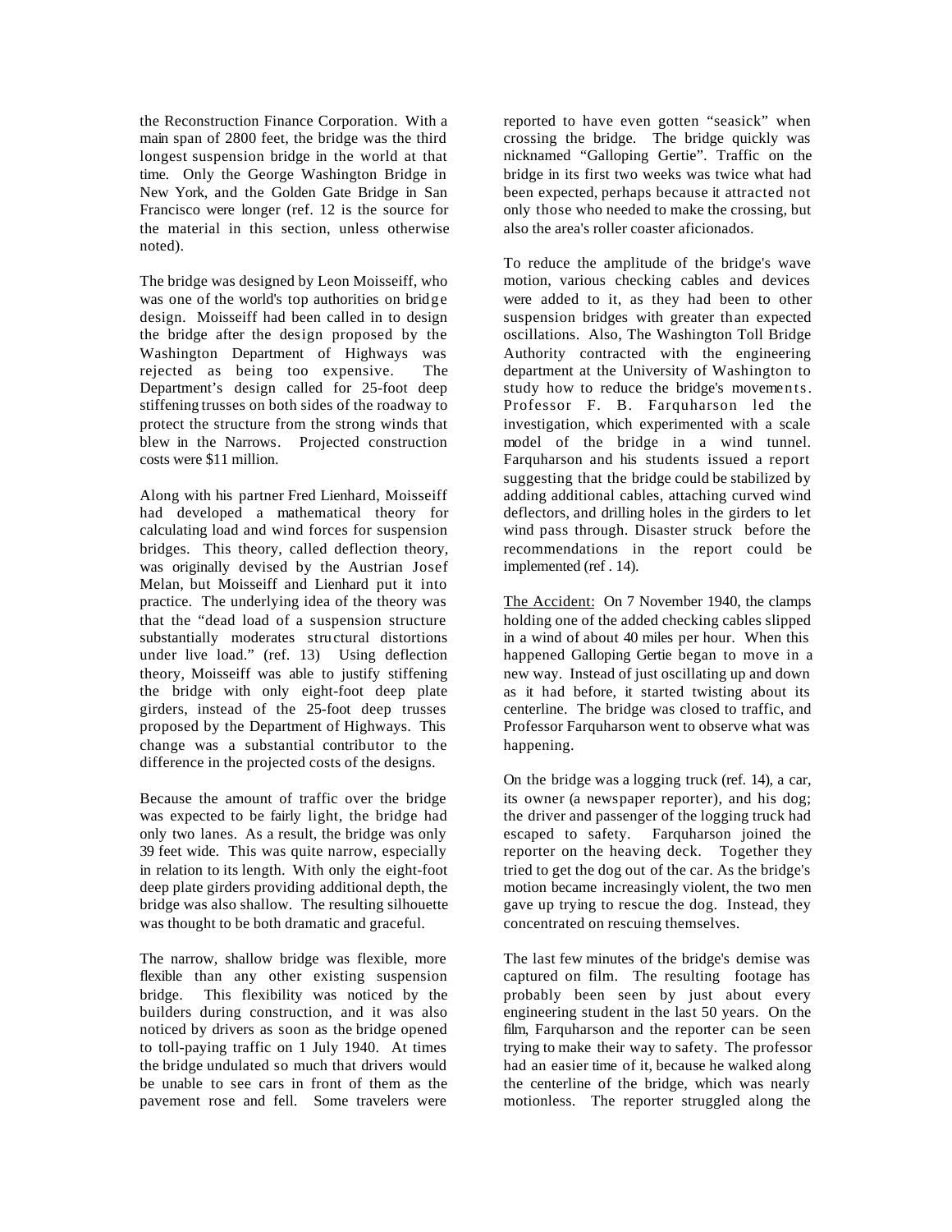the Reconstruction Finance Corporation. With a main span of 2800 feet, the bridge was the third longest suspension bridge in the world at that time. Only the George Washington Bridge in New York, and the Golden Gate Bridge in San Francisco were longer (ref. 12 is the source for the material in this section, unless otherwise noted).

The bridge was designed by Leon Moisseiff, who was one of the world's top authorities on bridge design. Moisseiff had been called in to design the bridge after the design proposed by the Washington Department of Highways was rejected as being too expensive. The Department's design called for 25-foot deep stiffening trusses on both sides of the roadway to protect the structure from the strong winds that blew in the Narrows. Projected construction costs were $11 million.

Along with his partner Fred Lienhard, Moisseiff had developed a mathematical theory for calculating load and wind forces for suspension bridges. This theory, called deflection theory, was originally devised by the Austrian Josef Melan, but Moisseiff and Lienhard put it into practice. The underlying idea of the theory was that the "dead load of a suspension structure substantially moderates structural distortions under live load." (ref. 13) Using deflection theory, Moisseiff was able to justify stiffening the bridge with only eight-foot deep plate girders, instead of the 25-foot deep trusses proposed by the Department of Highways. This change was a substantial contributor to the difference in the projected costs of the designs.

Because the amount of traffic over the bridge was expected to be fairly light, the bridge had only two lanes. As a result, the bridge was only 39 feet wide. This was quite narrow, especially in relation to its length. With only the eight-foot deep plate girders providing additional depth, the bridge was also shallow. The resulting silhouette was thought to be both dramatic and graceful.

The narrow, shallow bridge was flexible, more flexible than any other existing suspension bridge. This flexibility was noticed by the builders during construction, and it was also noticed by drivers as soon as the bridge opened to toll-paying traffic on 1 July 1940. At times the bridge undulated so much that drivers would be unable to see cars in front of them as the pavement rose and fell. Some travelers were reported to have even gotten "seasick" when crossing the bridge. The bridge quickly was nicknamed "Galloping Gertie". Traffic on the bridge in its first two weeks was twice what had been expected, perhaps because it attracted not only those who needed to make the crossing, but also the area's roller coaster aficionados.

To reduce the amplitude of the bridge's wave motion, various checking cables and devices were added to it, as they had been to other suspension bridges with greater than expected oscillations. Also, The Washington Toll Bridge Authority contracted with the engineering department at the University of Washington to study how to reduce the bridge's movements. Professor F. B. Farquharson led the investigation, which experimented with a scale model of the bridge in a wind tunnel. Farquharson and his students issued a report suggesting that the bridge could be stabilized by adding additional cables, attaching curved wind deflectors, and drilling holes in the girders to let wind pass through. Disaster struck before the recommendations in the report could be implemented (ref . 14).

<u>The Accident:</u> On 7 November 1940, the clamps holding one of the added checking cables slipped in a wind of about 40 miles per hour. When this happened Galloping Gertie began to move in a new way. Instead of just oscillating up and down as it had before, it started twisting about its centerline. The bridge was closed to traffic, and Professor Farquharson went to observe what was happening.

On the bridge was a logging truck (ref. 14), a car, its owner (a newspaper reporter), and his dog; the driver and passenger of the logging truck had escaped to safety. Farquharson joined the reporter on the heaving deck. Together they tried to get the dog out of the car. As the bridge's motion became increasingly violent, the two men gave up trying to rescue the dog. Instead, they concentrated on rescuing themselves.

The last few minutes of the bridge's demise was captured on film. The resulting footage has probably been seen by just about every engineering student in the last 50 years. On the film, Farquharson and the reporter can be seen trying to make their way to safety. The professor had an easier time of it, because he walked along the centerline of the bridge, which was nearly motionless. The reporter struggled along the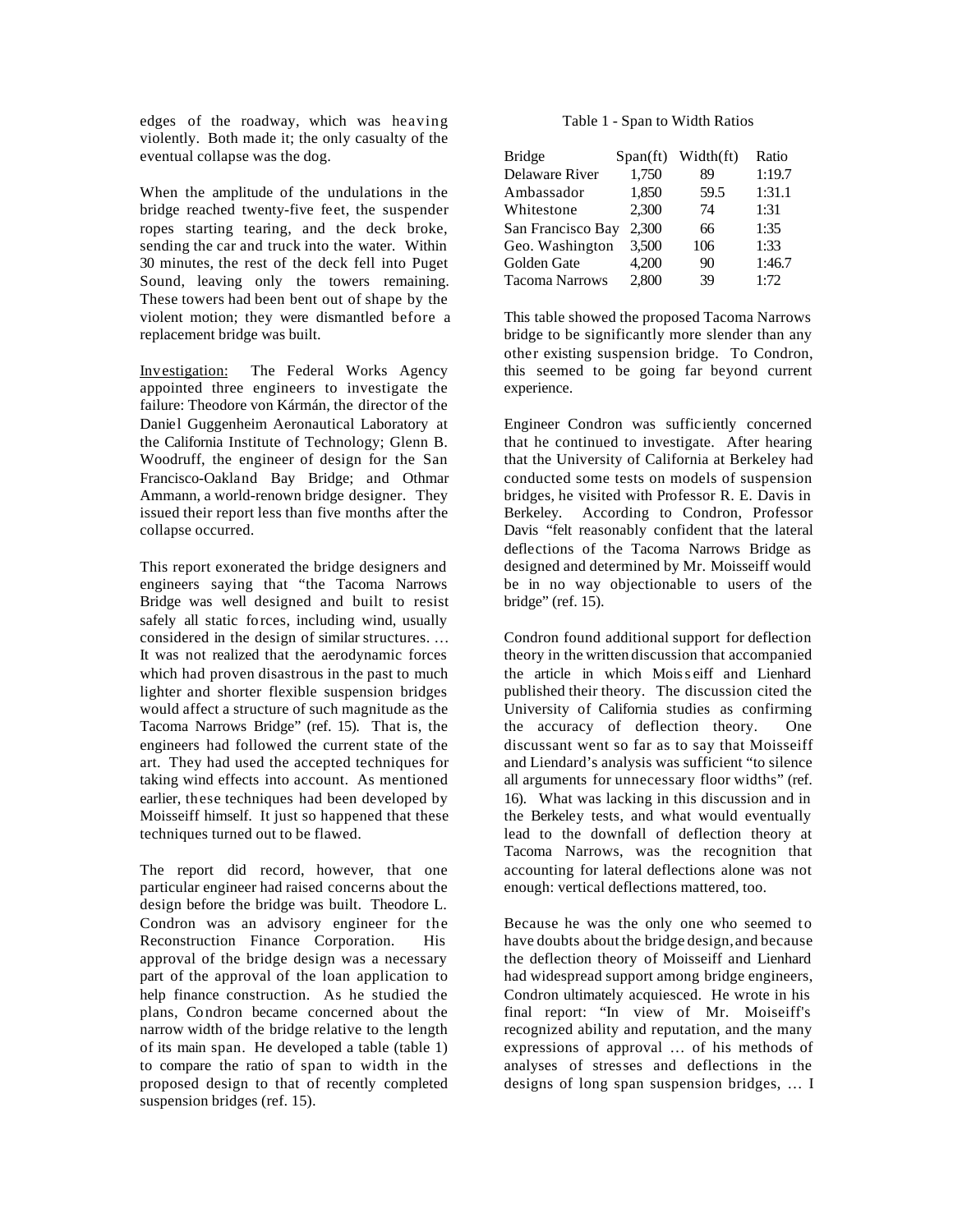edges of the roadway, which was heaving violently. Both made it; the only casualty of the eventual collapse was the dog.

When the amplitude of the undulations in the bridge reached twenty-five feet, the suspender ropes starting tearing, and the deck broke, sending the car and truck into the water. Within 30 minutes, the rest of the deck fell into Puget Sound, leaving only the towers remaining. These towers had been bent out of shape by the violent motion; they were dismantled before a replacement bridge was built.

Investigation: The Federal Works Agency appointed three engineers to investigate the failure: Theodore von Kármán, the director of the Daniel Guggenheim Aeronautical Laboratory at the California Institute of Technology; Glenn B. Woodruff, the engineer of design for the San Francisco-Oakland Bay Bridge; and Othmar Ammann, a world-renown bridge designer. They issued their report less than five months after the collapse occurred.

This report exonerated the bridge designers and engineers saying that "the Tacoma Narrows Bridge was well designed and built to resist safely all static forces, including wind, usually considered in the design of similar structures. … It was not realized that the aerodynamic forces which had proven disastrous in the past to much lighter and shorter flexible suspension bridges would affect a structure of such magnitude as the Tacoma Narrows Bridge" (ref. 15). That is, the engineers had followed the current state of the art. They had used the accepted techniques for taking wind effects into account. As mentioned earlier, these techniques had been developed by Moisseiff himself. It just so happened that these techniques turned out to be flawed.

The report did record, however, that one particular engineer had raised concerns about the design before the bridge was built. Theodore L. Condron was an advisory engineer for the Reconstruction Finance Corporation. His approval of the bridge design was a necessary part of the approval of the loan application to help finance construction. As he studied the plans, Condron became concerned about the narrow width of the bridge relative to the length of its main span. He developed a table (table 1) to compare the ratio of span to width in the proposed design to that of recently completed suspension bridges (ref. 15).

Table 1 - Span to Width Ratios

| Bridge | Span(ft) | Width(ft) | Ratio |
|---|---|---|---|
| Delaware River | 1,750 | 89 | 1:19.7 |
| Ambassador | 1,850 | 59.5 | 1:31.1 |
| Whitestone | 2,300 | 74 | 1:31 |
| San Francisco Bay | 2,300 | 66 | 1:35 |
| Geo. Washington | 3,500 | 106 | 1:33 |
| Golden Gate | 4,200 | 90 | 1:46.7 |
| Tacoma Narrows | 2,800 | 39 | 1:72 |

This table showed the proposed Tacoma Narrows bridge to be significantly more slender than any other existing suspension bridge. To Condron, this seemed to be going far beyond current experience.

Engineer Condron was sufficiently concerned that he continued to investigate. After hearing that the University of California at Berkeley had conducted some tests on models of suspension bridges, he visited with Professor R. E. Davis in Berkeley. According to Condron, Professor Davis "felt reasonably confident that the lateral deflections of the Tacoma Narrows Bridge as designed and determined by Mr. Moisseiff would be in no way objectionable to users of the bridge" (ref. 15).

Condron found additional support for deflection theory in the written discussion that accompanied the article in which Moisseiff and Lienhard published their theory. The discussion cited the University of California studies as confirming the accuracy of deflection theory. One discussant went so far as to say that Moisseiff and Liendard's analysis was sufficient "to silence all arguments for unnecessary floor widths" (ref. 16). What was lacking in this discussion and in the Berkeley tests, and what would eventually lead to the downfall of deflection theory at Tacoma Narrows, was the recognition that accounting for lateral deflections alone was not enough: vertical deflections mattered, too.

Because he was the only one who seemed to have doubts about the bridge design, and because the deflection theory of Moisseiff and Lienhard had widespread support among bridge engineers, Condron ultimately acquiesced. He wrote in his final report: "In view of Mr. Moiseiff's recognized ability and reputation, and the many expressions of approval … of his methods of analyses of stresses and deflections in the designs of long span suspension bridges, … I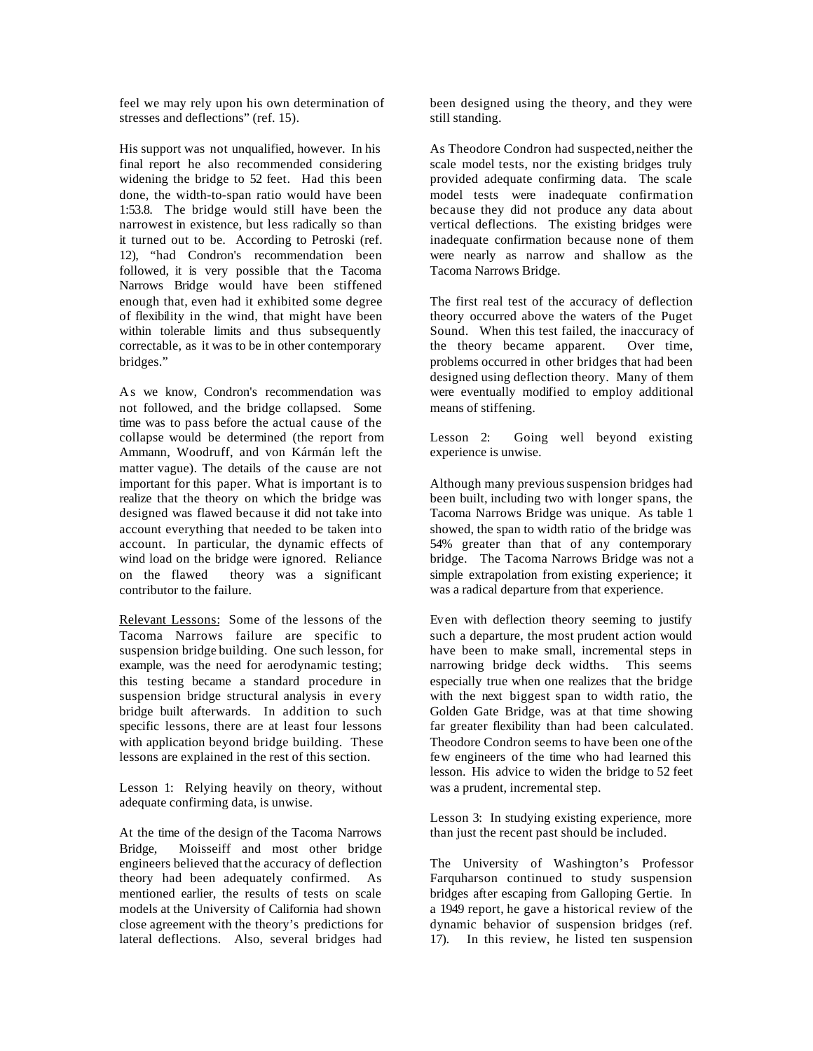feel we may rely upon his own determination of stresses and deflections" (ref. 15).

His support was not unqualified, however. In his final report he also recommended considering widening the bridge to 52 feet. Had this been done, the width-to-span ratio would have been 1:53.8. The bridge would still have been the narrowest in existence, but less radically so than it turned out to be. According to Petroski (ref. 12), "had Condron's recommendation been followed, it is very possible that the Tacoma Narrows Bridge would have been stiffened enough that, even had it exhibited some degree of flexibility in the wind, that might have been within tolerable limits and thus subsequently correctable, as it was to be in other contemporary bridges."

As we know, Condron's recommendation was not followed, and the bridge collapsed. Some time was to pass before the actual cause of the collapse would be determined (the report from Ammann, Woodruff, and von Kármán left the matter vague). The details of the cause are not important for this paper. What is important is to realize that the theory on which the bridge was designed was flawed because it did not take into account everything that needed to be taken into account. In particular, the dynamic effects of wind load on the bridge were ignored. Reliance on the flawed theory was a significant contributor to the failure.

Relevant Lessons: Some of the lessons of the Tacoma Narrows failure are specific to suspension bridge building. One such lesson, for example, was the need for aerodynamic testing; this testing became a standard procedure in suspension bridge structural analysis in every bridge built afterwards. In addition to such specific lessons, there are at least four lessons with application beyond bridge building. These lessons are explained in the rest of this section.

Lesson 1: Relying heavily on theory, without adequate confirming data, is unwise.

At the time of the design of the Tacoma Narrows Bridge, Moisseiff and most other bridge engineers believed that the accuracy of deflection theory had been adequately confirmed. As mentioned earlier, the results of tests on scale models at the University of California had shown close agreement with the theory's predictions for lateral deflections. Also, several bridges had been designed using the theory, and they were still standing.

As Theodore Condron had suspected, neither the scale model tests, nor the existing bridges truly provided adequate confirming data. The scale model tests were inadequate confirmation because they did not produce any data about vertical deflections. The existing bridges were inadequate confirmation because none of them were nearly as narrow and shallow as the Tacoma Narrows Bridge.

The first real test of the accuracy of deflection theory occurred above the waters of the Puget Sound. When this test failed, the inaccuracy of the theory became apparent. Over time, problems occurred in other bridges that had been designed using deflection theory. Many of them were eventually modified to employ additional means of stiffening.

Lesson 2: Going well beyond existing experience is unwise.

Although many previous suspension bridges had been built, including two with longer spans, the Tacoma Narrows Bridge was unique. As table 1 showed, the span to width ratio of the bridge was 54% greater than that of any contemporary bridge. The Tacoma Narrows Bridge was not a simple extrapolation from existing experience; it was a radical departure from that experience.

Even with deflection theory seeming to justify such a departure, the most prudent action would have been to make small, incremental steps in narrowing bridge deck widths. This seems especially true when one realizes that the bridge with the next biggest span to width ratio, the Golden Gate Bridge, was at that time showing far greater flexibility than had been calculated. Theodore Condron seems to have been one of the few engineers of the time who had learned this lesson. His advice to widen the bridge to 52 feet was a prudent, incremental step.

Lesson 3: In studying existing experience, more than just the recent past should be included.

The University of Washington's Professor Farquharson continued to study suspension bridges after escaping from Galloping Gertie. In a 1949 report, he gave a historical review of the dynamic behavior of suspension bridges (ref. 17). In this review, he listed ten suspension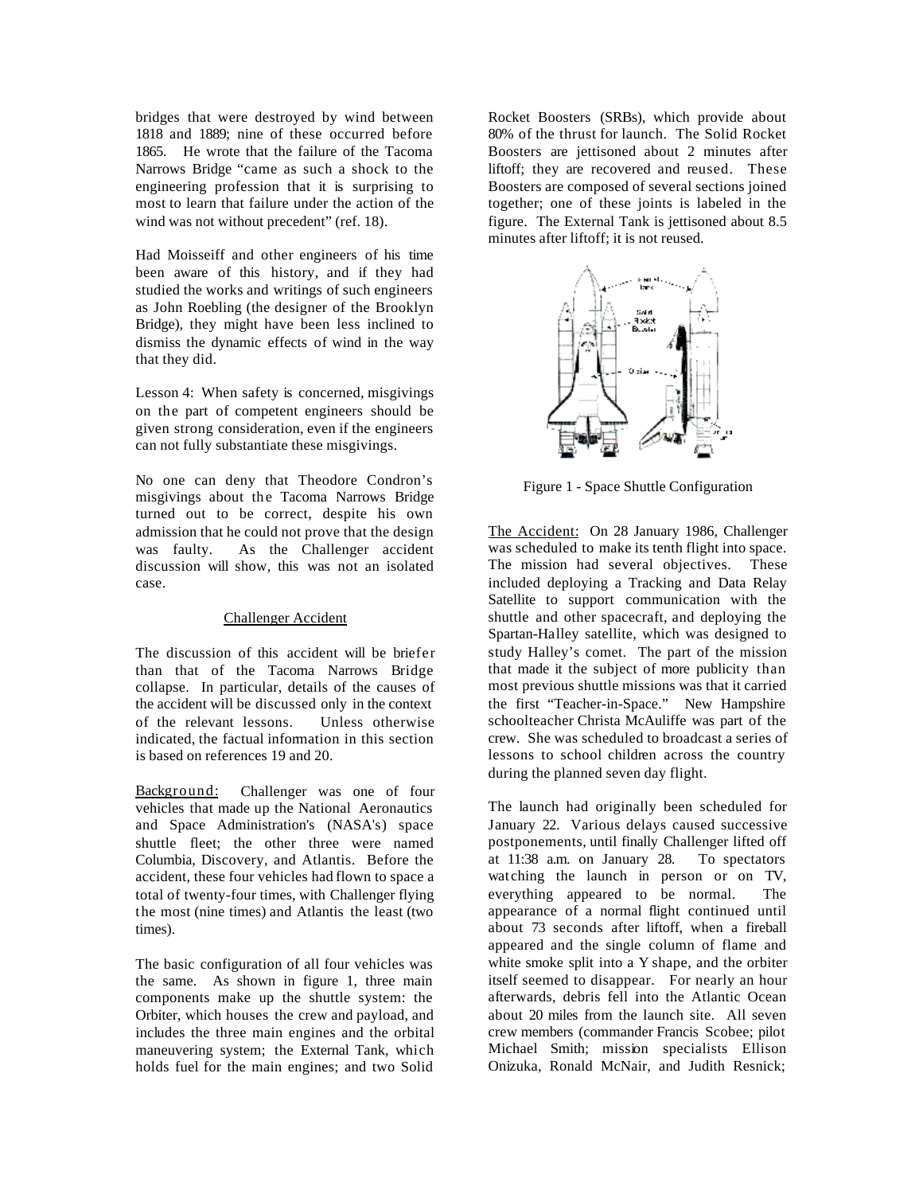bridges that were destroyed by wind between 1818 and 1889; nine of these occurred before 1865. He wrote that the failure of the Tacoma Narrows Bridge "came as such a shock to the engineering profession that it is surprising to most to learn that failure under the action of the wind was not without precedent" (ref. 18).

Had Moisseiff and other engineers of his time been aware of this history, and if they had studied the works and writings of such engineers as John Roebling (the designer of the Brooklyn Bridge), they might have been less inclined to dismiss the dynamic effects of wind in the way that they did.

Lesson 4: When safety is concerned, misgivings on the part of competent engineers should be given strong consideration, even if the engineers can not fully substantiate these misgivings.

No one can deny that Theodore Condron's misgivings about the Tacoma Narrows Bridge turned out to be correct, despite his own admission that he could not prove that the design was faulty. As the Challenger accident discussion will show, this was not an isolated case.

## Challenger Accident

The discussion of this accident will be briefer than that of the Tacoma Narrows Bridge collapse. In particular, details of the causes of the accident will be discussed only in the context of the relevant lessons. Unless otherwise indicated, the factual information in this section is based on references 19 and 20.

Background: Challenger was one of four vehicles that made up the National Aeronautics and Space Administration's (NASA's) space shuttle fleet; the other three were named Columbia, Discovery, and Atlantis. Before the accident, these four vehicles had flown to space a total of twenty-four times, with Challenger flying the most (nine times) and Atlantis the least (two times).

The basic configuration of all four vehicles was the same. As shown in figure 1, three main components make up the shuttle system: the Orbiter, which houses the crew and payload, and includes the three main engines and the orbital maneuvering system; the External Tank, which holds fuel for the main engines; and two Solid Rocket Boosters (SRBs), which provide about 80% of the thrust for launch. The Solid Rocket Boosters are jettisoned about 2 minutes after liftoff; they are recovered and reused. These Boosters are composed of several sections joined together; one of these joints is labeled in the figure. The External Tank is jettisoned about 8.5 minutes after liftoff; it is not reused.

Figure 1 - Space Shuttle Configuration

The Accident: On 28 January 1986, Challenger was scheduled to make its tenth flight into space. The mission had several objectives. These included deploying a Tracking and Data Relay Satellite to support communication with the shuttle and other spacecraft, and deploying the Spartan-Halley satellite, which was designed to study Halley's comet. The part of the mission that made it the subject of more publicity than most previous shuttle missions was that it carried the first "Teacher-in-Space." New Hampshire schoolteacher Christa McAuliffe was part of the crew. She was scheduled to broadcast a series of lessons to school children across the country during the planned seven day flight.

The launch had originally been scheduled for January 22. Various delays caused successive postponements, until finally Challenger lifted off at 11:38 a.m. on January 28. To spectators watching the launch in person or on TV, everything appeared to be normal. The appearance of a normal flight continued until about 73 seconds after liftoff, when a fireball appeared and the single column of flame and white smoke split into a Y shape, and the orbiter itself seemed to disappear. For nearly an hour afterwards, debris fell into the Atlantic Ocean about 20 miles from the launch site. All seven crew members (commander Francis Scobee; pilot Michael Smith; mission specialists Ellison Onizuka, Ronald McNair, and Judith Resnick;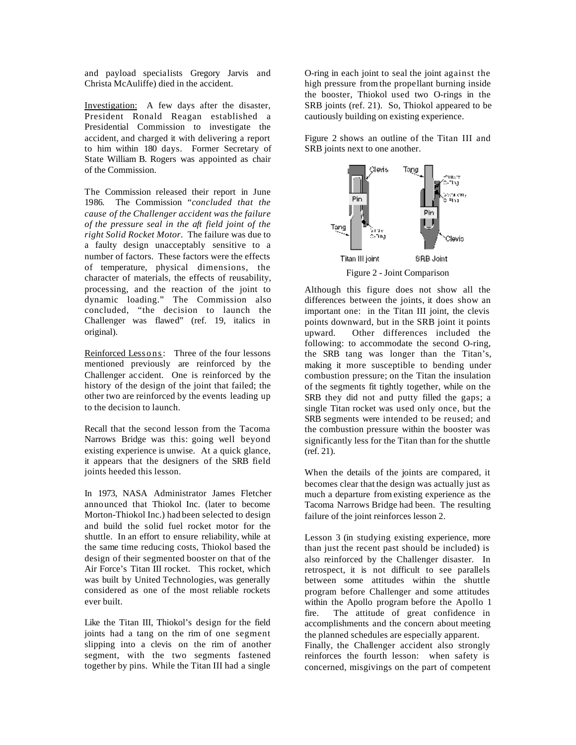and payload specialists Gregory Jarvis and Christa McAuliffe) died in the accident.

Investigation: A few days after the disaster, President Ronald Reagan established a Presidential Commission to investigate the accident, and charged it with delivering a report to him within 180 days. Former Secretary of State William B. Rogers was appointed as chair of the Commission.

The Commission released their report in June 1986. The Commission "*concluded that the cause of the Challenger accident was the failure of the pressure seal in the aft field joint of the right Solid Rocket Motor.* The failure was due to a faulty design unacceptably sensitive to a number of factors. These factors were the effects of temperature, physical dimensions, the character of materials, the effects of reusability, processing, and the reaction of the joint to dynamic loading." The Commission also concluded, "the decision to launch the Challenger was flawed" (ref. 19, italics in original).

Reinforced Lessons: Three of the four lessons mentioned previously are reinforced by the Challenger accident. One is reinforced by the history of the design of the joint that failed; the other two are reinforced by the events leading up to the decision to launch.

Recall that the second lesson from the Tacoma Narrows Bridge was this: going well beyond existing experience is unwise. At a quick glance, it appears that the designers of the SRB field joints heeded this lesson.

In 1973, NASA Administrator James Fletcher announced that Thiokol Inc. (later to become Morton-Thiokol Inc.) had been selected to design and build the solid fuel rocket motor for the shuttle. In an effort to ensure reliability, while at the same time reducing costs, Thiokol based the design of their segmented booster on that of the Air Force's Titan III rocket. This rocket, which was built by United Technologies, was generally considered as one of the most reliable rockets ever built.

Like the Titan III, Thiokol's design for the field joints had a tang on the rim of one segment slipping into a clevis on the rim of another segment, with the two segments fastened together by pins. While the Titan III had a single O-ring in each joint to seal the joint against the high pressure from the propellant burning inside the booster, Thiokol used two O-rings in the SRB joints (ref. 21). So, Thiokol appeared to be cautiously building on existing experience.

Figure 2 shows an outline of the Titan III and SRB joints next to one another.

Figure 2 - Joint Comparison

Although this figure does not show all the differences between the joints, it does show an important one: in the Titan III joint, the clevis points downward, but in the SRB joint it points upward. Other differences included the following: to accommodate the second O-ring, the SRB tang was longer than the Titan's, making it more susceptible to bending under combustion pressure; on the Titan the insulation of the segments fit tightly together, while on the SRB they did not and putty filled the gaps; a single Titan rocket was used only once, but the SRB segments were intended to be reused; and the combustion pressure within the booster was significantly less for the Titan than for the shuttle (ref. 21).

When the details of the joints are compared, it becomes clear that the design was actually just as much a departure from existing experience as the Tacoma Narrows Bridge had been. The resulting failure of the joint reinforces lesson 2.

Lesson 3 (in studying existing experience, more than just the recent past should be included) is also reinforced by the Challenger disaster. In retrospect, it is not difficult to see parallels between some attitudes within the shuttle program before Challenger and some attitudes within the Apollo program before the Apollo 1 fire. The attitude of great confidence in accomplishments and the concern about meeting the planned schedules are especially apparent.

Finally, the Challenger accident also strongly reinforces the fourth lesson: when safety is concerned, misgivings on the part of competent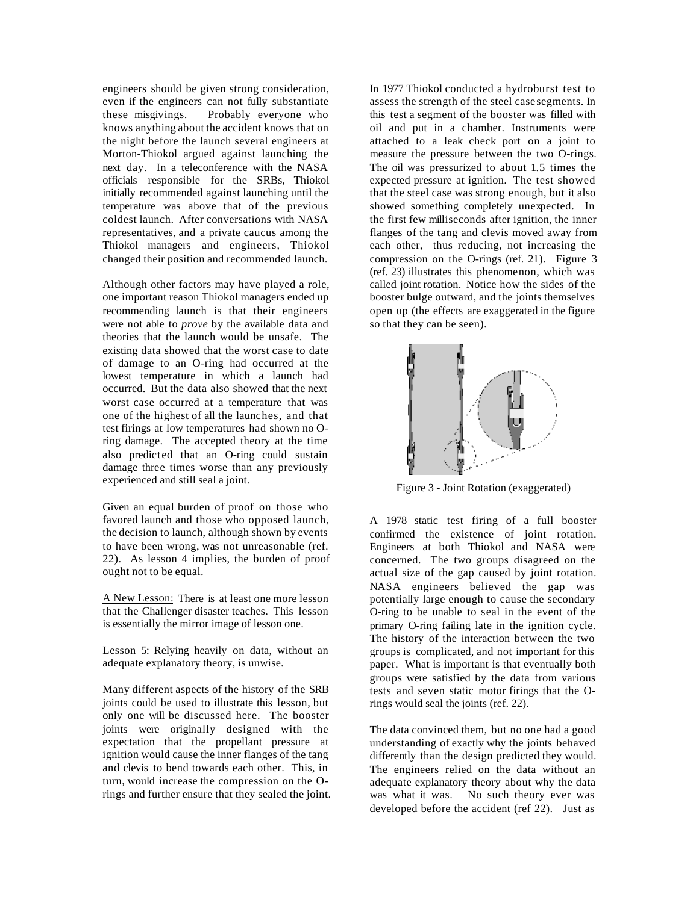engineers should be given strong consideration, even if the engineers can not fully substantiate these misgivings. Probably everyone who knows anything about the accident knows that on the night before the launch several engineers at Morton-Thiokol argued against launching the next day. In a teleconference with the NASA officials responsible for the SRBs, Thiokol initially recommended against launching until the temperature was above that of the previous coldest launch. After conversations with NASA representatives, and a private caucus among the Thiokol managers and engineers, Thiokol changed their position and recommended launch.

Although other factors may have played a role, one important reason Thiokol managers ended up recommending launch is that their engineers were not able to *prove* by the available data and theories that the launch would be unsafe. The existing data showed that the worst case to date of damage to an O-ring had occurred at the lowest temperature in which a launch had occurred. But the data also showed that the next worst case occurred at a temperature that was one of the highest of all the launches, and that test firings at low temperatures had shown no O-ring damage. The accepted theory at the time also predicted that an O-ring could sustain damage three times worse than any previously experienced and still seal a joint.

Given an equal burden of proof on those who favored launch and those who opposed launch, the decision to launch, although shown by events to have been wrong, was not unreasonable (ref. 22). As lesson 4 implies, the burden of proof ought not to be equal.

<u>A New Lesson:</u> There is at least one more lesson that the Challenger disaster teaches. This lesson is essentially the mirror image of lesson one.

Lesson 5: Relying heavily on data, without an adequate explanatory theory, is unwise.

Many different aspects of the history of the SRB joints could be used to illustrate this lesson, but only one will be discussed here. The booster joints were originally designed with the expectation that the propellant pressure at ignition would cause the inner flanges of the tang and clevis to bend towards each other. This, in turn, would increase the compression on the O-rings and further ensure that they sealed the joint.

In 1977 Thiokol conducted a hydroburst test to assess the strength of the steel case segments. In this test a segment of the booster was filled with oil and put in a chamber. Instruments were attached to a leak check port on a joint to measure the pressure between the two O-rings. The oil was pressurized to about 1.5 times the expected pressure at ignition. The test showed that the steel case was strong enough, but it also showed something completely unexpected. In the first few milliseconds after ignition, the inner flanges of the tang and clevis moved away from each other, thus reducing, not increasing the compression on the O-rings (ref. 21). Figure 3 (ref. 23) illustrates this phenomenon, which was called joint rotation. Notice how the sides of the booster bulge outward, and the joints themselves open up (the effects are exaggerated in the figure so that they can be seen).

Figure 3 - Joint Rotation (exaggerated)

A 1978 static test firing of a full booster confirmed the existence of joint rotation. Engineers at both Thiokol and NASA were concerned. The two groups disagreed on the actual size of the gap caused by joint rotation. NASA engineers believed the gap was potentially large enough to cause the secondary O-ring to be unable to seal in the event of the primary O-ring failing late in the ignition cycle. The history of the interaction between the two groups is complicated, and not important for this paper. What is important is that eventually both groups were satisfied by the data from various tests and seven static motor firings that the O-rings would seal the joints (ref. 22).

The data convinced them, but no one had a good understanding of exactly why the joints behaved differently than the design predicted they would. The engineers relied on the data without an adequate explanatory theory about why the data was what it was. No such theory ever was developed before the accident (ref 22). Just as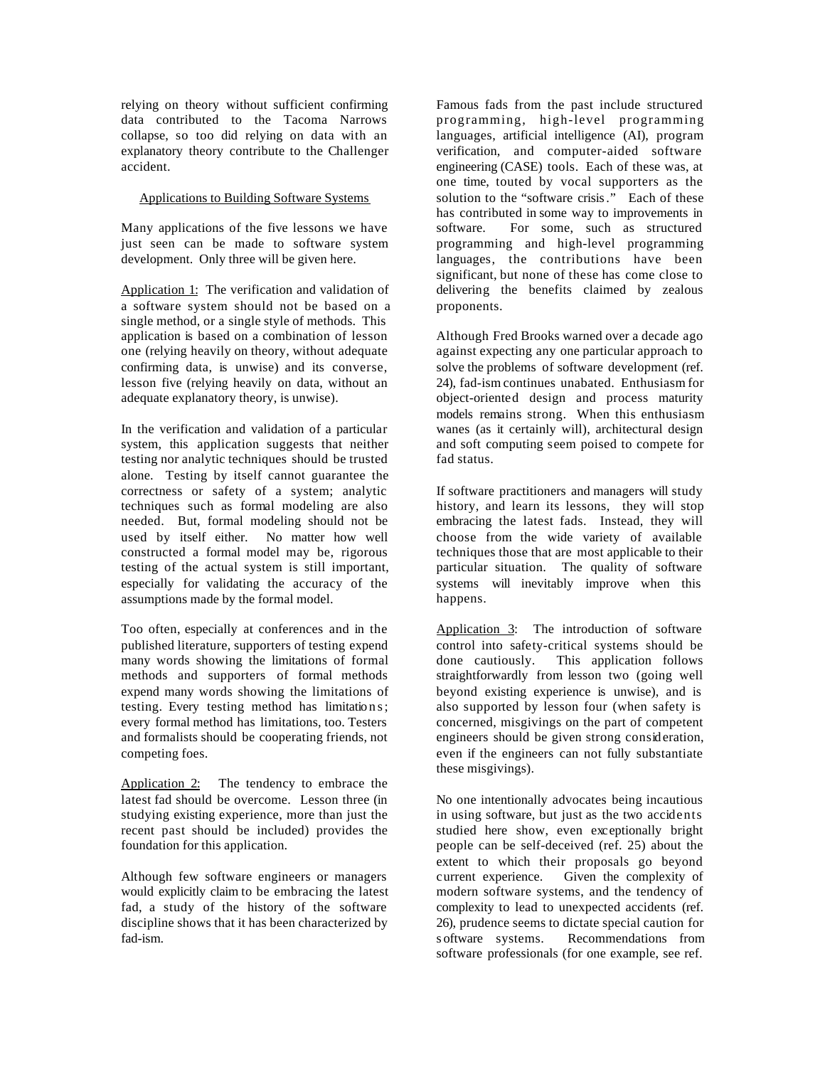relying on theory without sufficient confirming data contributed to the Tacoma Narrows collapse, so too did relying on data with an explanatory theory contribute to the Challenger accident.

## Applications to Building Software Systems

Many applications of the five lessons we have just seen can be made to software system development. Only three will be given here.

Application 1: The verification and validation of a software system should not be based on a single method, or a single style of methods. This application is based on a combination of lesson one (relying heavily on theory, without adequate confirming data, is unwise) and its converse, lesson five (relying heavily on data, without an adequate explanatory theory, is unwise).

In the verification and validation of a particular system, this application suggests that neither testing nor analytic techniques should be trusted alone. Testing by itself cannot guarantee the correctness or safety of a system; analytic techniques such as formal modeling are also needed. But, formal modeling should not be used by itself either. No matter how well constructed a formal model may be, rigorous testing of the actual system is still important, especially for validating the accuracy of the assumptions made by the formal model.

Too often, especially at conferences and in the published literature, supporters of testing expend many words showing the limitations of formal methods and supporters of formal methods expend many words showing the limitations of testing. Every testing method has limitations; every formal method has limitations, too. Testers and formalists should be cooperating friends, not competing foes.

Application 2: The tendency to embrace the latest fad should be overcome. Lesson three (in studying existing experience, more than just the recent past should be included) provides the foundation for this application.

Although few software engineers or managers would explicitly claim to be embracing the latest fad, a study of the history of the software discipline shows that it has been characterized by fad-ism.

Famous fads from the past include structured programming, high-level programming languages, artificial intelligence (AI), program verification, and computer-aided software engineering (CASE) tools. Each of these was, at one time, touted by vocal supporters as the solution to the "software crisis." Each of these has contributed in some way to improvements in software. For some, such as structured programming and high-level programming languages, the contributions have been significant, but none of these has come close to delivering the benefits claimed by zealous proponents.

Although Fred Brooks warned over a decade ago against expecting any one particular approach to solve the problems of software development (ref. 24), fad-ism continues unabated. Enthusiasm for object-oriented design and process maturity models remains strong. When this enthusiasm wanes (as it certainly will), architectural design and soft computing seem poised to compete for fad status.

If software practitioners and managers will study history, and learn its lessons, they will stop embracing the latest fads. Instead, they will choose from the wide variety of available techniques those that are most applicable to their particular situation. The quality of software systems will inevitably improve when this happens.

Application 3: The introduction of software control into safety-critical systems should be done cautiously. This application follows straightforwardly from lesson two (going well beyond existing experience is unwise), and is also supported by lesson four (when safety is concerned, misgivings on the part of competent engineers should be given strong consideration, even if the engineers can not fully substantiate these misgivings).

No one intentionally advocates being incautious in using software, but just as the two accidents studied here show, even exceptionally bright people can be self-deceived (ref. 25) about the extent to which their proposals go beyond current experience. Given the complexity of modern software systems, and the tendency of complexity to lead to unexpected accidents (ref. 26), prudence seems to dictate special caution for software systems. Recommendations from software professionals (for one example, see ref.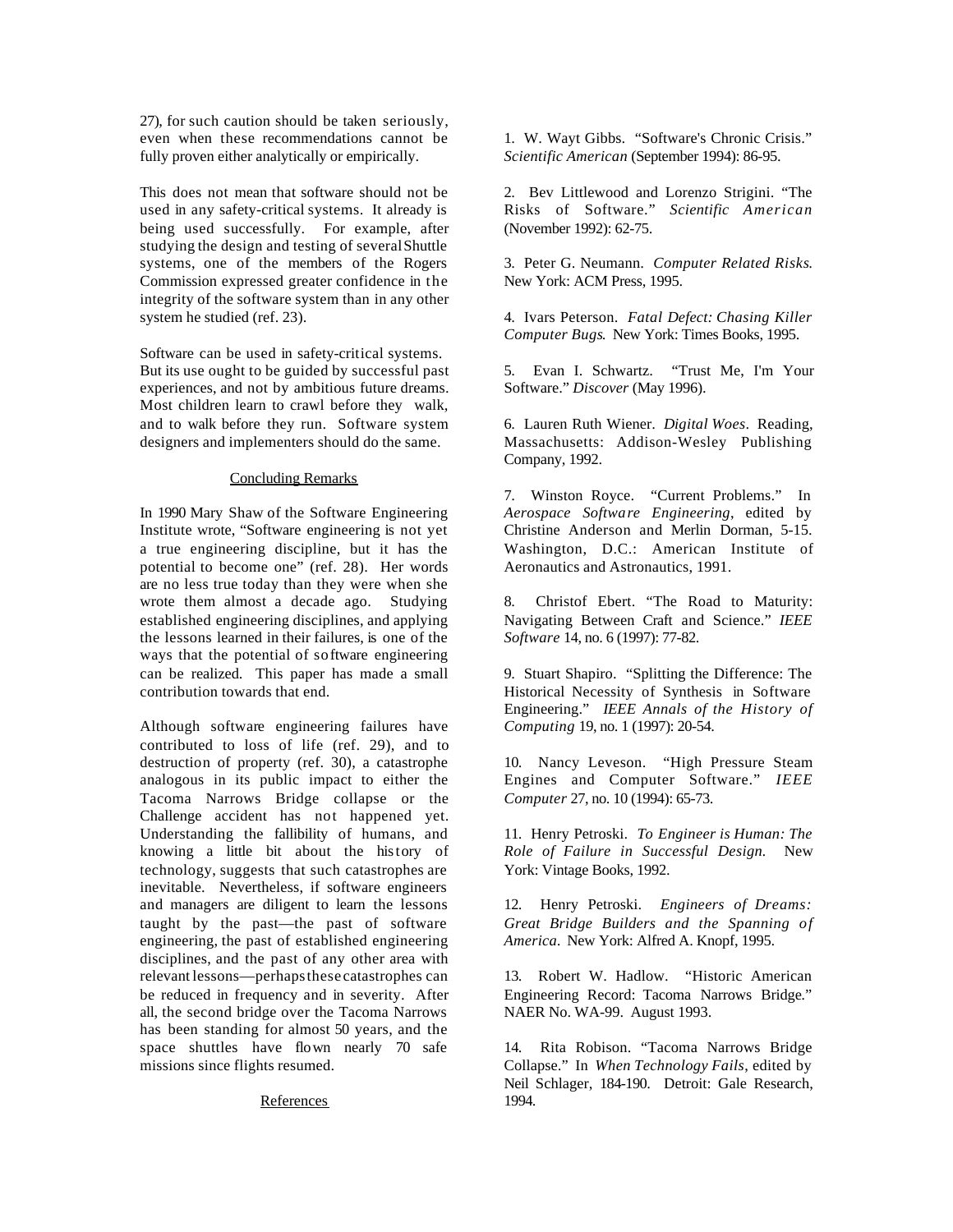27), for such caution should be taken seriously, even when these recommendations cannot be fully proven either analytically or empirically.

This does not mean that software should not be used in any safety-critical systems. It already is being used successfully. For example, after studying the design and testing of several Shuttle systems, one of the members of the Rogers Commission expressed greater confidence in the integrity of the software system than in any other system he studied (ref. 23).

Software can be used in safety-critical systems. But its use ought to be guided by successful past experiences, and not by ambitious future dreams. Most children learn to crawl before they walk, and to walk before they run. Software system designers and implementers should do the same.

## Concluding Remarks

In 1990 Mary Shaw of the Software Engineering Institute wrote, "Software engineering is not yet a true engineering discipline, but it has the potential to become one" (ref. 28). Her words are no less true today than they were when she wrote them almost a decade ago. Studying established engineering disciplines, and applying the lessons learned in their failures, is one of the ways that the potential of software engineering can be realized. This paper has made a small contribution towards that end.

Although software engineering failures have contributed to loss of life (ref. 29), and to destruction of property (ref. 30), a catastrophe analogous in its public impact to either the Tacoma Narrows Bridge collapse or the Challenge accident has not happened yet. Understanding the fallibility of humans, and knowing a little bit about the history of technology, suggests that such catastrophes are inevitable. Nevertheless, if software engineers and managers are diligent to learn the lessons taught by the past—the past of software engineering, the past of established engineering disciplines, and the past of any other area with relevant lessons—perhaps these catastrophes can be reduced in frequency and in severity. After all, the second bridge over the Tacoma Narrows has been standing for almost 50 years, and the space shuttles have flown nearly 70 safe missions since flights resumed.

## References

1. W. Wayt Gibbs. "Software's Chronic Crisis." *Scientific American* (September 1994): 86-95.

2. Bev Littlewood and Lorenzo Strigini. "The Risks of Software." *Scientific American* (November 1992): 62-75.

3. Peter G. Neumann. *Computer Related Risks.* New York: ACM Press, 1995.

4. Ivars Peterson. *Fatal Defect: Chasing Killer Computer Bugs.* New York: Times Books, 1995.

5. Evan I. Schwartz. "Trust Me, I'm Your Software." *Discover* (May 1996).

6. Lauren Ruth Wiener. *Digital Woes*. Reading, Massachusetts: Addison-Wesley Publishing Company, 1992.

7. Winston Royce. "Current Problems." In *Aerospace Software Engineering*, edited by Christine Anderson and Merlin Dorman, 5-15. Washington, D.C.: American Institute of Aeronautics and Astronautics, 1991.

8. Christof Ebert. "The Road to Maturity: Navigating Between Craft and Science." *IEEE Software* 14, no. 6 (1997): 77-82.

9. Stuart Shapiro. "Splitting the Difference: The Historical Necessity of Synthesis in Software Engineering." *IEEE Annals of the History of Computing* 19, no. 1 (1997): 20-54.

10. Nancy Leveson. "High Pressure Steam Engines and Computer Software." *IEEE Computer* 27, no. 10 (1994): 65-73.

11. Henry Petroski. *To Engineer is Human: The Role of Failure in Successful Design.* New York: Vintage Books, 1992.

12. Henry Petroski. *Engineers of Dreams: Great Bridge Builders and the Spanning of America*. New York: Alfred A. Knopf, 1995.

13. Robert W. Hadlow. "Historic American Engineering Record: Tacoma Narrows Bridge." NAER No. WA-99. August 1993.

14. Rita Robison. "Tacoma Narrows Bridge Collapse." In *When Technology Fails*, edited by Neil Schlager, 184-190. Detroit: Gale Research, 1994.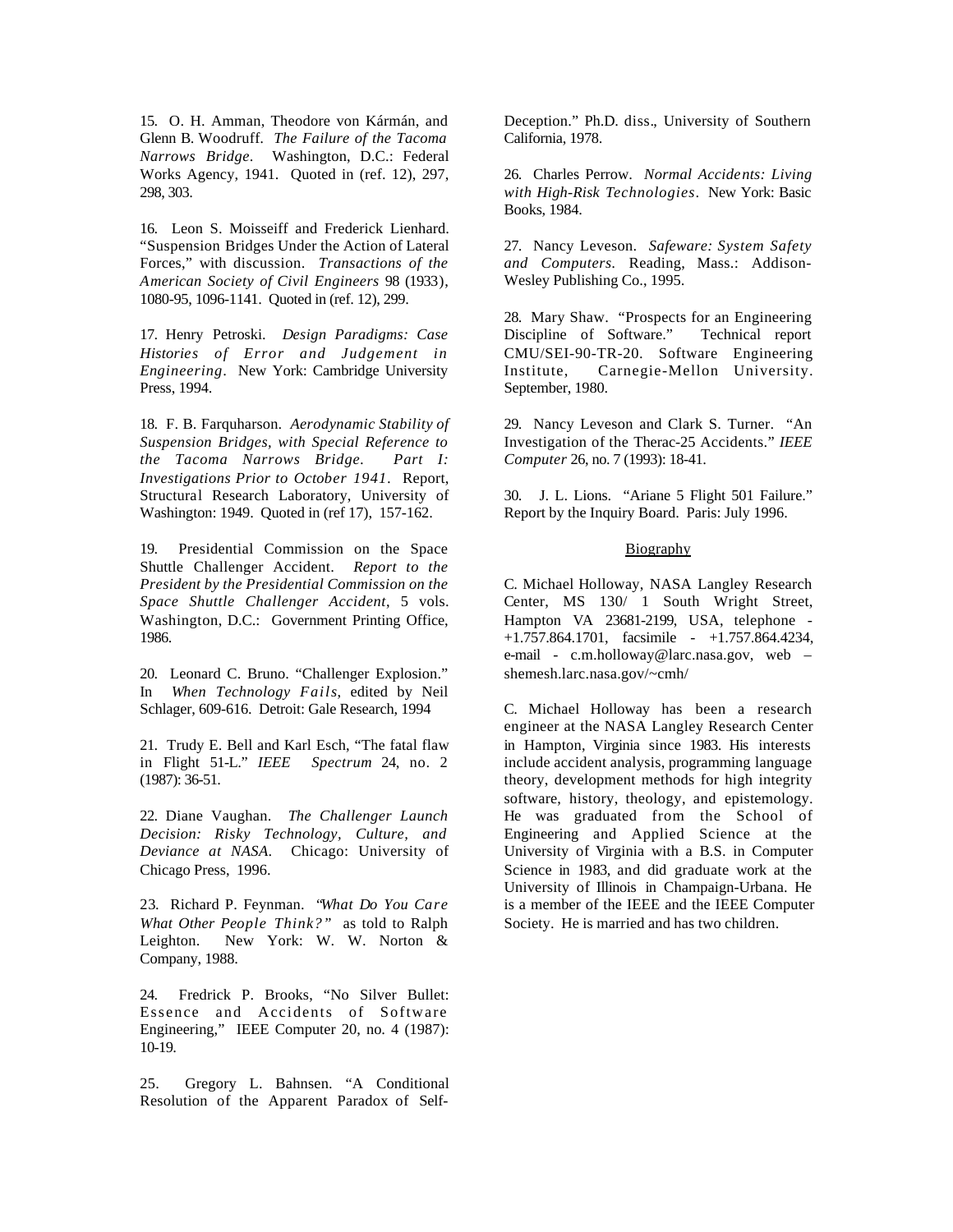15. O. H. Amman, Theodore von Kármán, and Glenn B. Woodruff. *The Failure of the Tacoma Narrows Bridge*. Washington, D.C.: Federal Works Agency, 1941. Quoted in (ref. 12), 297, 298, 303.

16. Leon S. Moisseiff and Frederick Lienhard. "Suspension Bridges Under the Action of Lateral Forces," with discussion. *Transactions of the American Society of Civil Engineers* 98 (1933), 1080-95, 1096-1141. Quoted in (ref. 12), 299.

17. Henry Petroski. *Design Paradigms: Case Histories of Error and Judgement in Engineering*. New York: Cambridge University Press, 1994.

18. F. B. Farquharson. *Aerodynamic Stability of Suspension Bridges, with Special Reference to the Tacoma Narrows Bridge. Part I: Investigations Prior to October 1941*. Report, Structural Research Laboratory, University of Washington: 1949. Quoted in (ref 17), 157-162.

19. Presidential Commission on the Space Shuttle Challenger Accident. *Report to the President by the Presidential Commission on the Space Shuttle Challenger Accident*, 5 vols. Washington, D.C.: Government Printing Office, 1986.

20. Leonard C. Bruno. "Challenger Explosion." In *When Technology Fails*, edited by Neil Schlager, 609-616. Detroit: Gale Research, 1994

21. Trudy E. Bell and Karl Esch, "The fatal flaw in Flight 51-L." *IEEE Spectrum* 24, no. 2 (1987): 36-51.

22. Diane Vaughan. *The Challenger Launch Decision: Risky Technology, Culture, and Deviance at NASA*. Chicago: University of Chicago Press, 1996.

23. Richard P. Feynman. *"What Do You Care What Other People Think?"* as told to Ralph Leighton. New York: W. W. Norton & Company, 1988.

24. Fredrick P. Brooks, "No Silver Bullet: Essence and Accidents of Software Engineering," IEEE Computer 20, no. 4 (1987): 10-19.

25. Gregory L. Bahnsen. "A Conditional Resolution of the Apparent Paradox of Self-Deception." Ph.D. diss., University of Southern California, 1978.

26. Charles Perrow. *Normal Accidents: Living with High-Risk Technologies*. New York: Basic Books, 1984.

27. Nancy Leveson. *Safeware: System Safety and Computers*. Reading, Mass.: Addison-Wesley Publishing Co., 1995.

28. Mary Shaw. "Prospects for an Engineering Discipline of Software." Technical report CMU/SEI-90-TR-20. Software Engineering Institute, Carnegie-Mellon University. September, 1980.

29. Nancy Leveson and Clark S. Turner. "An Investigation of the Therac-25 Accidents." *IEEE Computer* 26, no. 7 (1993): 18-41.

30. J. L. Lions. "Ariane 5 Flight 501 Failure." Report by the Inquiry Board. Paris: July 1996.

## Biography

C. Michael Holloway, NASA Langley Research Center, MS 130/ 1 South Wright Street, Hampton VA 23681-2199, USA, telephone - +1.757.864.1701, facsimile - +1.757.864.4234, e-mail - c.m.holloway@larc.nasa.gov, web – shemesh.larc.nasa.gov/~cmh/

C. Michael Holloway has been a research engineer at the NASA Langley Research Center in Hampton, Virginia since 1983. His interests include accident analysis, programming language theory, development methods for high integrity software, history, theology, and epistemology. He was graduated from the School of Engineering and Applied Science at the University of Virginia with a B.S. in Computer Science in 1983, and did graduate work at the University of Illinois in Champaign-Urbana. He is a member of the IEEE and the IEEE Computer Society. He is married and has two children.